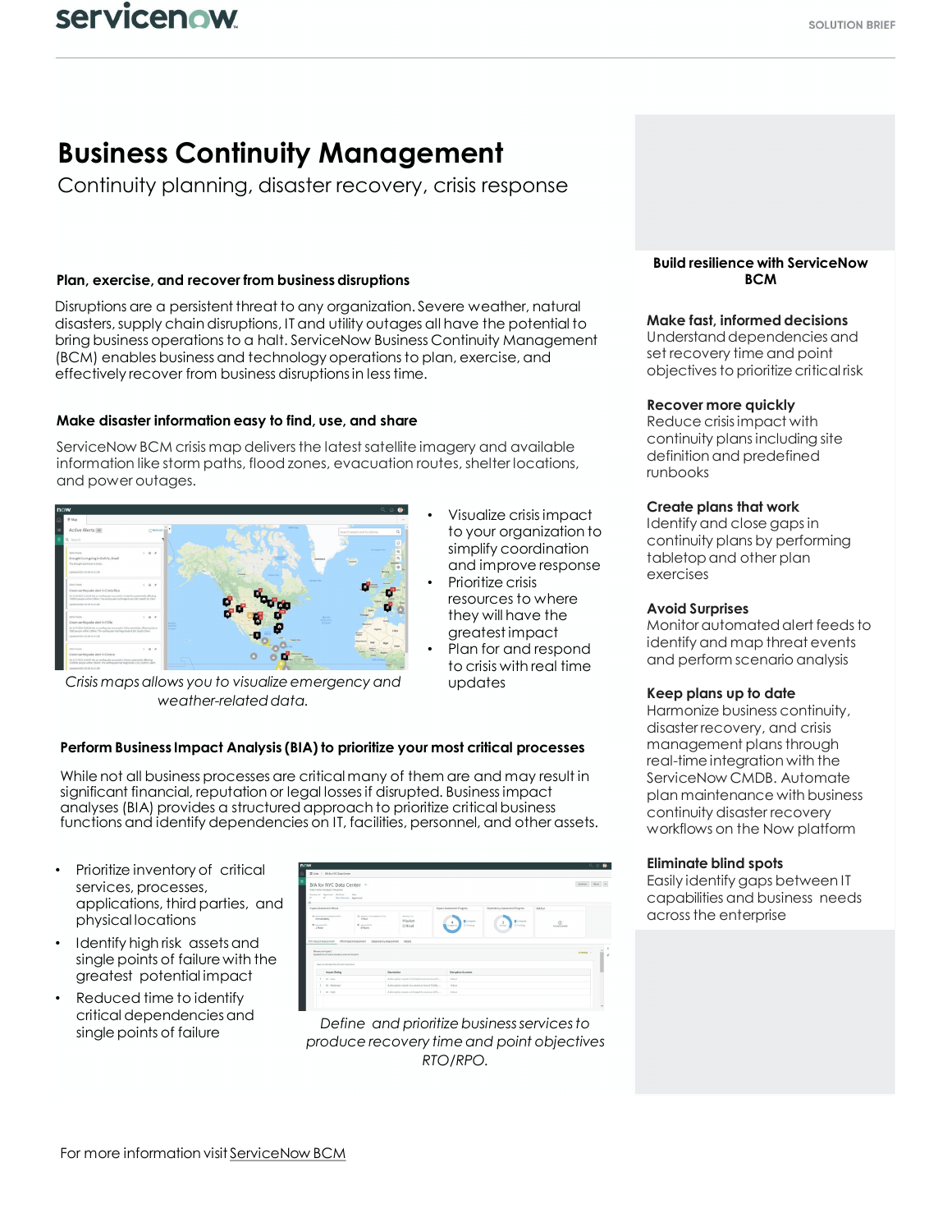# Business Continuity Management

Continuity planning, disaster recovery, crisis response

### Plan, exercise, and recover from business disruptions

Disruptions are a persistent threat to any organization. Severe weather, natural disasters, supply chain disruptions, IT and utility outages all have the potential to bring business operations to a halt. ServiceNow Business Continuity Management (BCM) enables business and technology operations to plan, exercise, and effectively recover from business disruptions in less time.

### Make disaster information easy to find, use, and share

ServiceNow BCM crisis map delivers the latest satellite imagery and available information like storm paths, flood zones, evacuation routes, shelter locations, and power outages.

*Crisis maps allows you to visualize emergency and weather-related data.*

- Visualize crisis impact to your organization to simplify coordination and improve response
- Prioritize crisis resources to where they will have the greatest impact
- Plan for and respond to crisis with real time updates

### Perform Business Impact Analysis (BIA) to prioritize your most critical processes

While not all business processes are critical many of them are and may result in significant financial, reputation or legal losses if disrupted. Business impact analyses (BIA) provides a structured approach to prioritize critical business functions and identify dependencies on IT, facilities, personnel, and other assets.

- Prioritize inventory of critical services, processes, applications, third parties, and physical locations
- Identify high risk assets and single points of failure with the greatest potential impact
- Reduced time to identify critical dependencies and single points of failure

*Define and prioritize business services to produce recovery time and point objectives RTO/RPO.*

For more information visit ServiceNow BCM

### Build resilience with ServiceNow BCM

**Make fast, informed decisions**
Understand dependencies and set recovery time and point objectives to prioritize critical risk

**Recover more quickly**
Reduce crisis impact with continuity plans including site definition and predefined runbooks

**Create plans that work**
Identify and close gaps in continuity plans by performing tabletop and other plan exercises

**Avoid Surprises**
Monitor automated alert feeds to identify and map threat events and perform scenario analysis

**Keep plans up to date**
Harmonize business continuity, disaster recovery, and crisis management plans through real-time integration with the ServiceNow CMDB. Automate plan maintenance with business continuity disaster recovery workflows on the Now platform

**Eliminate blind spots**
Easily identify gaps between IT capabilities and business needs across the enterprise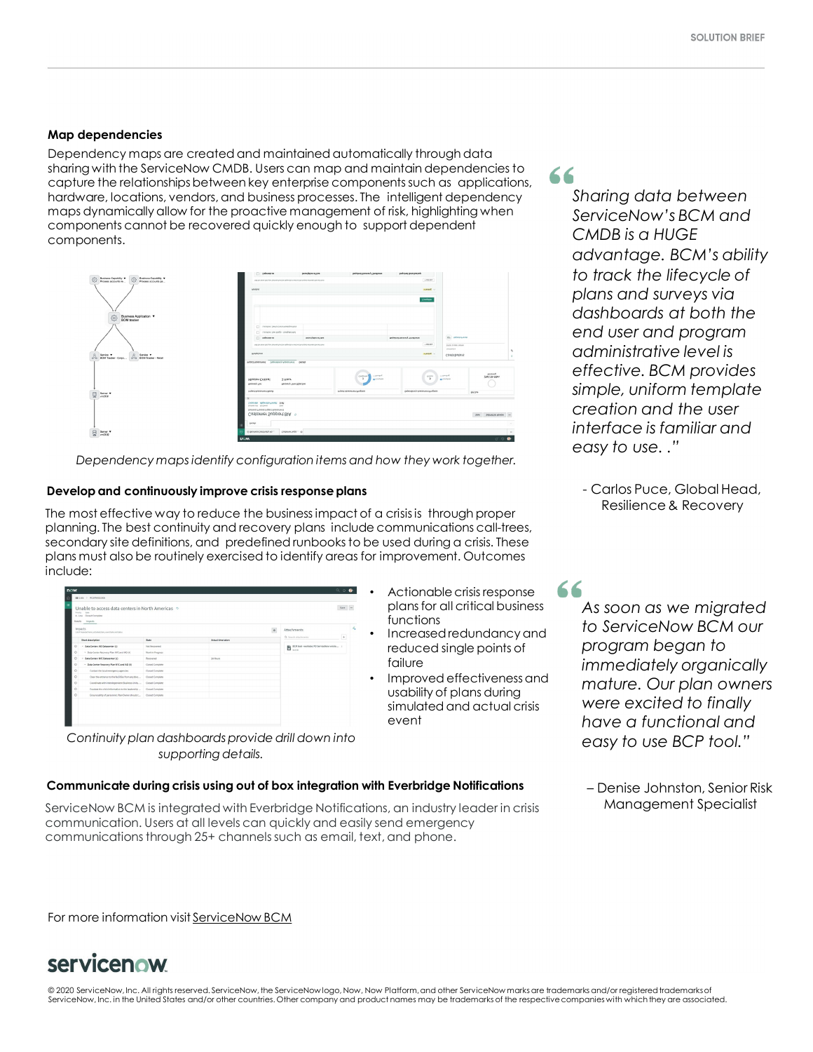### Map dependencies

Dependency maps are created and maintained automatically through data sharing with the ServiceNow CMDB. Users can map and maintain dependencies to capture the relationships between key enterprise components such as applications, hardware, locations, vendors, and business processes. The intelligent dependency maps dynamically allow for the proactive management of risk, highlighting when components cannot be recovered quickly enough to support dependent components.

*Dependency maps identify configuration items and how they work together.*

> *Sharing data between ServiceNow's BCM and CMDB is a HUGE advantage. BCM's ability to track the lifecycle of plans and surveys via dashboards at both the end user and program administrative level is effective. BCM provides simple, uniform template creation and the user interface is familiar and easy to use. ."*
>
> \- Carlos Puce, Global Head, Resilience & Recovery

### Develop and continuously improve crisis response plans

The most effective way to reduce the business impact of a crisis is through proper planning. The best continuity and recovery plans include communications call-trees, secondary site definitions, and predefined runbooks to be used during a crisis. These plans must also be routinely exercised to identify areas for improvement. Outcomes include:

- Actionable crisis response plans for all critical business functions
- Increased redundancy and reduced single points of failure
- Improved effectiveness and usability of plans during simulated and actual crisis event

*Continuity plan dashboards provide drill down into supporting details.*

> *As soon as we migrated to ServiceNow BCM our program began to immediately organically mature. Our plan owners were excited to finally have a functional and easy to use BCP tool."*
>
> – Denise Johnston, Senior Risk Management Specialist

### Communicate during crisis using out of box integration with Everbridge Notifications

ServiceNow BCM is integrated with Everbridge Notifications, an industry leader in crisis communication. Users at all levels can quickly and easily send emergency communications through 25+ channels such as email, text, and phone.

For more information visit ServiceNow BCM

servicenow

© 2020 ServiceNow, Inc. All rights reserved. ServiceNow, the ServiceNow logo, Now, Now Platform, and other ServiceNow marks are trademarks and/or registered trademarks of ServiceNow, Inc. in the United States and/or other countries. Other company and product names may be trademarks of the respective companies with which they are associated.